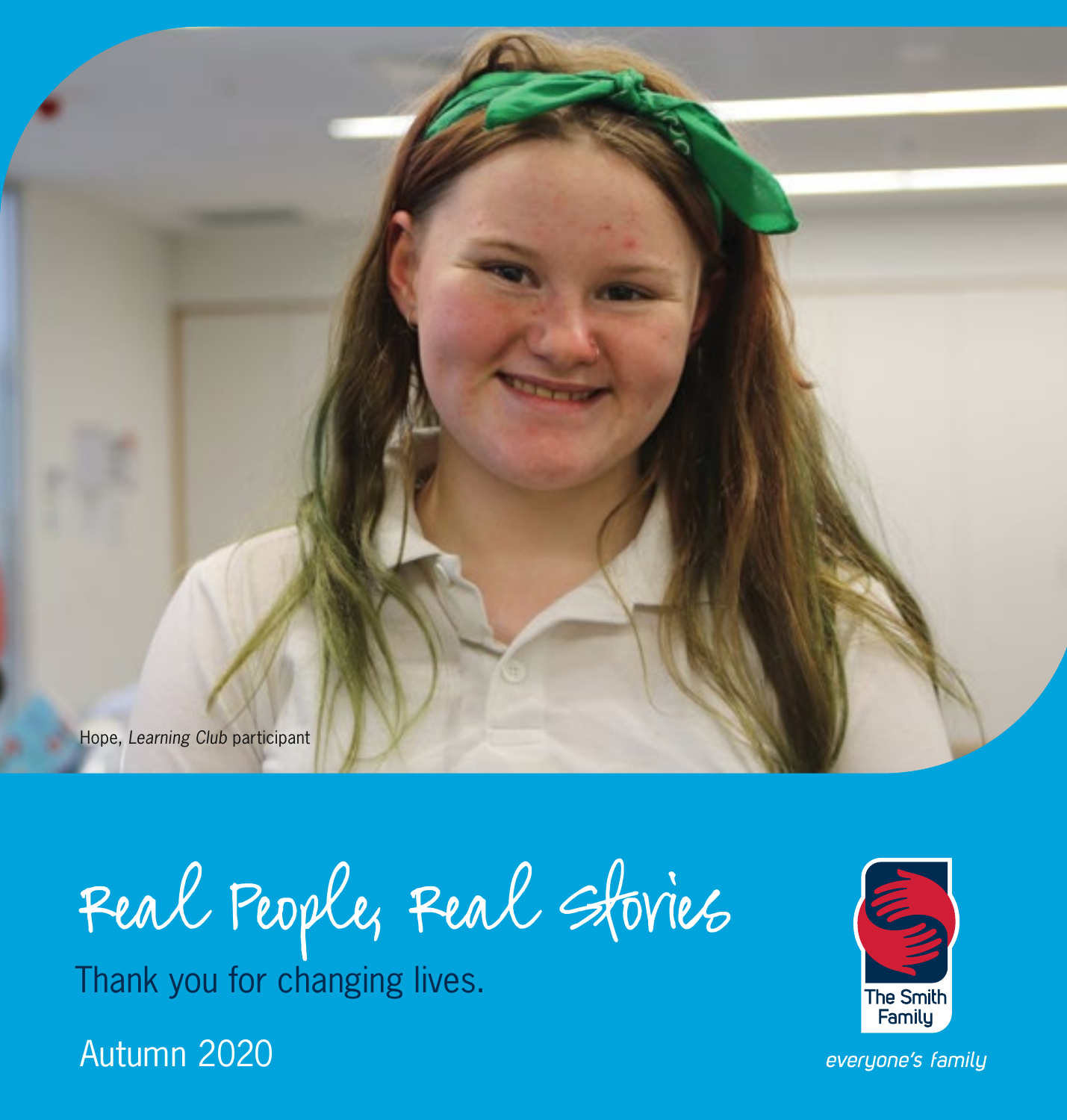Hope, *Learning Club* participant

# Real People, Real Stories

Thank you for changing lives.

Autumn 2020

The Smith Family

*everyone's family*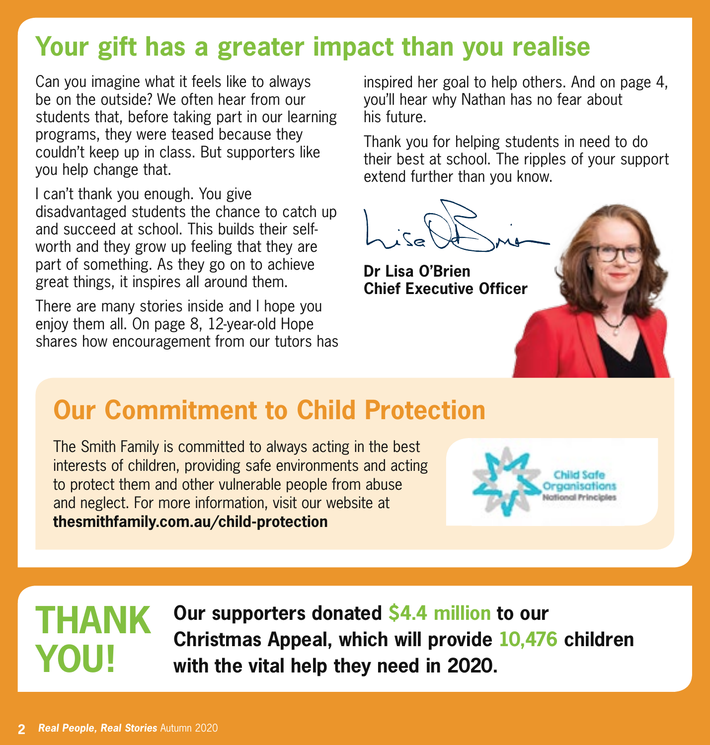# Your gift has a greater impact than you realise

Can you imagine what it feels like to always be on the outside? We often hear from our students that, before taking part in our learning programs, they were teased because they couldn't keep up in class. But supporters like you help change that.

I can't thank you enough. You give disadvantaged students the chance to catch up and succeed at school. This builds their self-worth and they grow up feeling that they are part of something. As they go on to achieve great things, it inspires all around them.

There are many stories inside and I hope you enjoy them all. On page 8, 12-year-old Hope shares how encouragement from our tutors has inspired her goal to help others. And on page 4, you'll hear why Nathan has no fear about his future.

Thank you for helping students in need to do their best at school. The ripples of your support extend further than you know.

**Dr Lisa O'Brien**
**Chief Executive Officer**

## Our Commitment to Child Protection

The Smith Family is committed to always acting in the best interests of children, providing safe environments and acting to protect them and other vulnerable people from abuse and neglect. For more information, visit our website at **thesmithfamily.com.au/child-protection**

Child Safe Organisations National Principles

# THANK YOU!

**Our supporters donated $4.4 million to our Christmas Appeal, which will provide 10,476 children with the vital help they need in 2020.**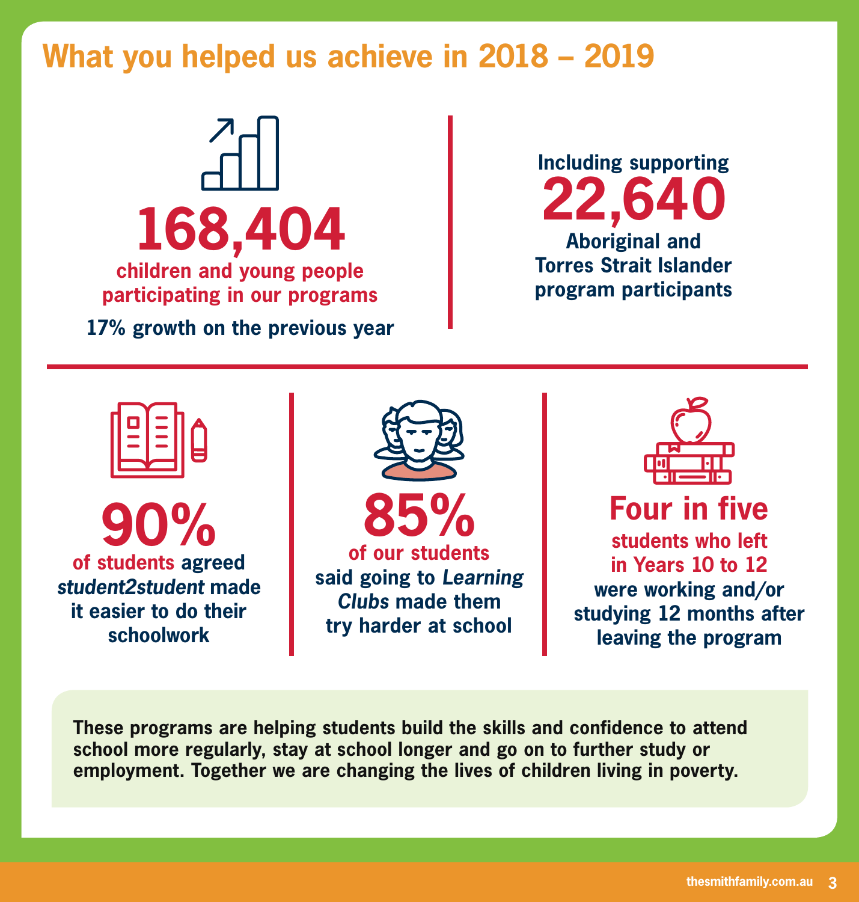# What you helped us achieve in 2018 – 2019

**168,404**

**children and young people participating in our programs**

**17% growth on the previous year**

**Including supporting**

**22,640**

**Aboriginal and Torres Strait Islander program participants**

**90%**

**of students agreed *student2student* made it easier to do their schoolwork**

**85%**

**of our students said going to *Learning Clubs* made them try harder at school**

**Four in five**

**students who left in Years 10 to 12 were working and/or studying 12 months after leaving the program**

**These programs are helping students build the skills and confidence to attend school more regularly, stay at school longer and go on to further study or employment. Together we are changing the lives of children living in poverty.**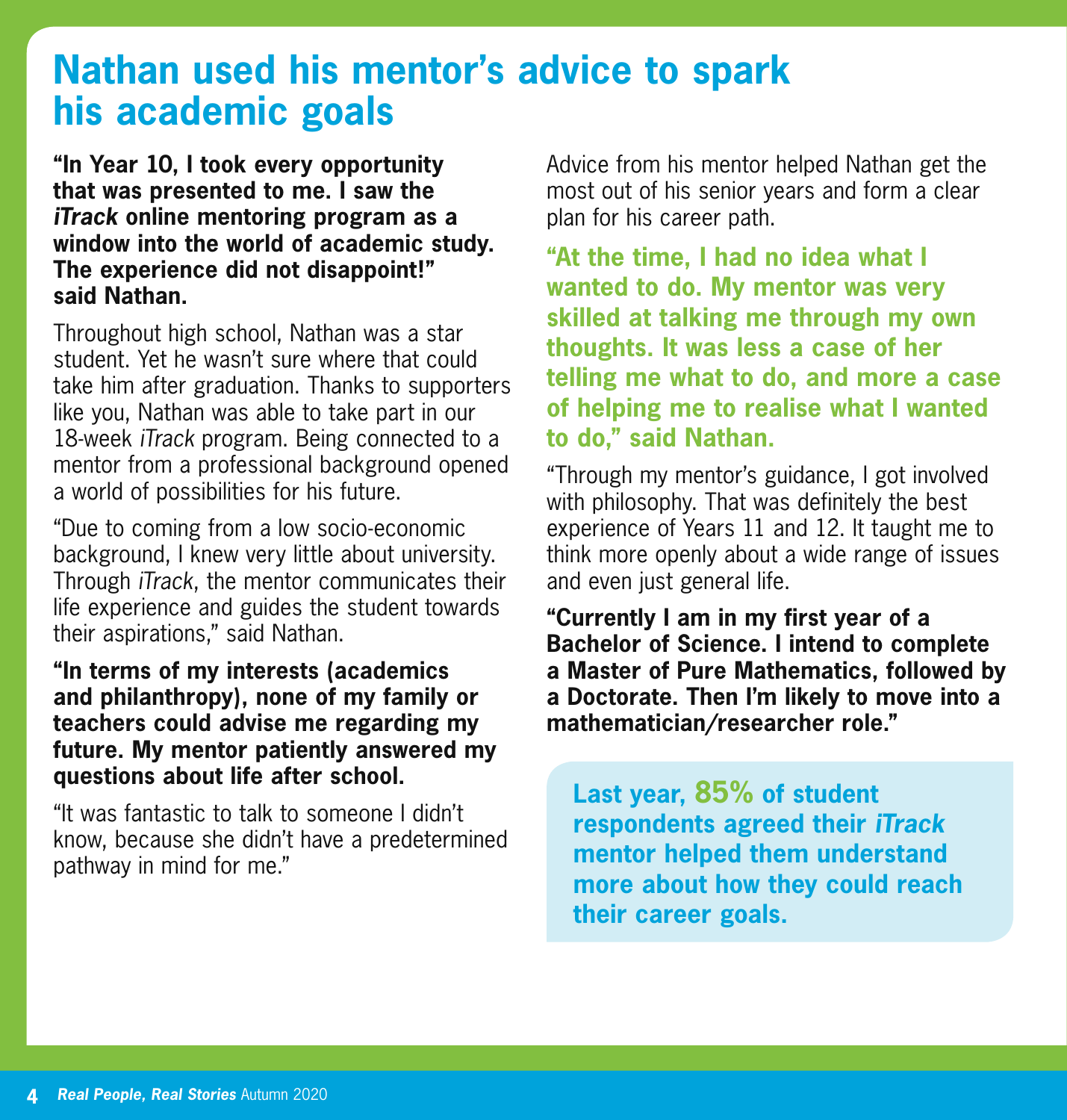# Nathan used his mentor's advice to spark his academic goals

**"In Year 10, I took every opportunity that was presented to me. I saw the *iTrack* online mentoring program as a window into the world of academic study. The experience did not disappoint!" said Nathan.**

Throughout high school, Nathan was a star student. Yet he wasn't sure where that could take him after graduation. Thanks to supporters like you, Nathan was able to take part in our 18-week *iTrack* program. Being connected to a mentor from a professional background opened a world of possibilities for his future.

"Due to coming from a low socio-economic background, I knew very little about university. Through *iTrack*, the mentor communicates their life experience and guides the student towards their aspirations," said Nathan.

**"In terms of my interests (academics and philanthropy), none of my family or teachers could advise me regarding my future. My mentor patiently answered my questions about life after school.**

"It was fantastic to talk to someone I didn't know, because she didn't have a predetermined pathway in mind for me."

Advice from his mentor helped Nathan get the most out of his senior years and form a clear plan for his career path.

**"At the time, I had no idea what I wanted to do. My mentor was very skilled at talking me through my own thoughts. It was less a case of her telling me what to do, and more a case of helping me to realise what I wanted to do," said Nathan.**

"Through my mentor's guidance, I got involved with philosophy. That was definitely the best experience of Years 11 and 12. It taught me to think more openly about a wide range of issues and even just general life.

**"Currently I am in my first year of a Bachelor of Science. I intend to complete a Master of Pure Mathematics, followed by a Doctorate. Then I'm likely to move into a mathematician/researcher role."**

**Last year, 85% of student respondents agreed their *iTrack* mentor helped them understand more about how they could reach their career goals.**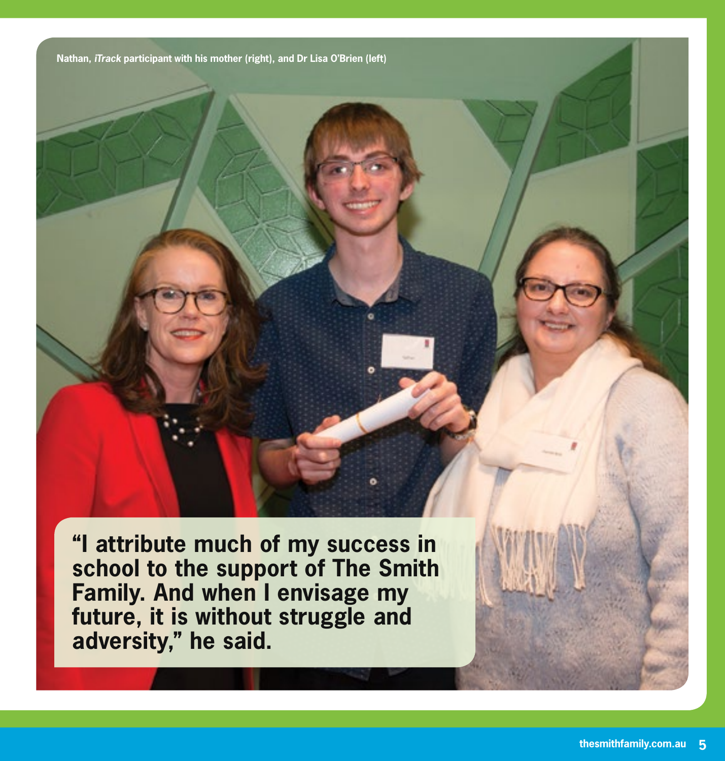Nathan, *iTrack* participant with his mother (right), and Dr Lisa O'Brien (left)

**"I attribute much of my success in school to the support of The Smith Family. And when I envisage my future, it is without struggle and adversity," he said.**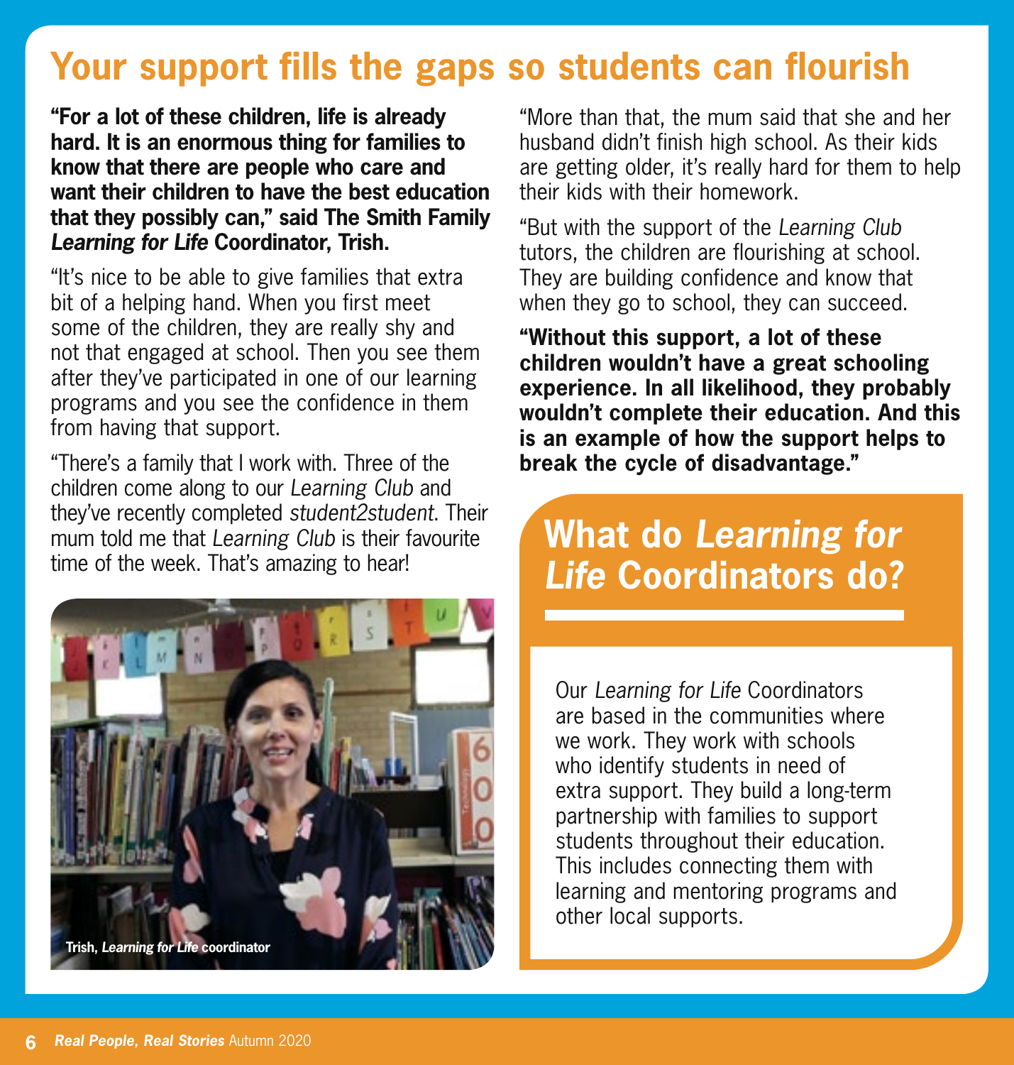# Your support fills the gaps so students can flourish

**"For a lot of these children, life is already hard. It is an enormous thing for families to know that there are people who care and want their children to have the best education that they possibly can," said The Smith Family *Learning for Life* Coordinator, Trish.**

"It's nice to be able to give families that extra bit of a helping hand. When you first meet some of the children, they are really shy and not that engaged at school. Then you see them after they've participated in one of our learning programs and you see the confidence in them from having that support.

"There's a family that I work with. Three of the children come along to our *Learning Club* and they've recently completed *student2student*. Their mum told me that *Learning Club* is their favourite time of the week. That's amazing to hear!

**Trish, *Learning for Life* coordinator**

"More than that, the mum said that she and her husband didn't finish high school. As their kids are getting older, it's really hard for them to help their kids with their homework.

"But with the support of the *Learning Club* tutors, the children are flourishing at school. They are building confidence and know that when they go to school, they can succeed.

**"Without this support, a lot of these children wouldn't have a great schooling experience. In all likelihood, they probably wouldn't complete their education. And this is an example of how the support helps to break the cycle of disadvantage."**

## What do *Learning for Life* Coordinators do?

Our *Learning for Life* Coordinators are based in the communities where we work. They work with schools who identify students in need of extra support. They build a long-term partnership with families to support students throughout their education. This includes connecting them with learning and mentoring programs and other local supports.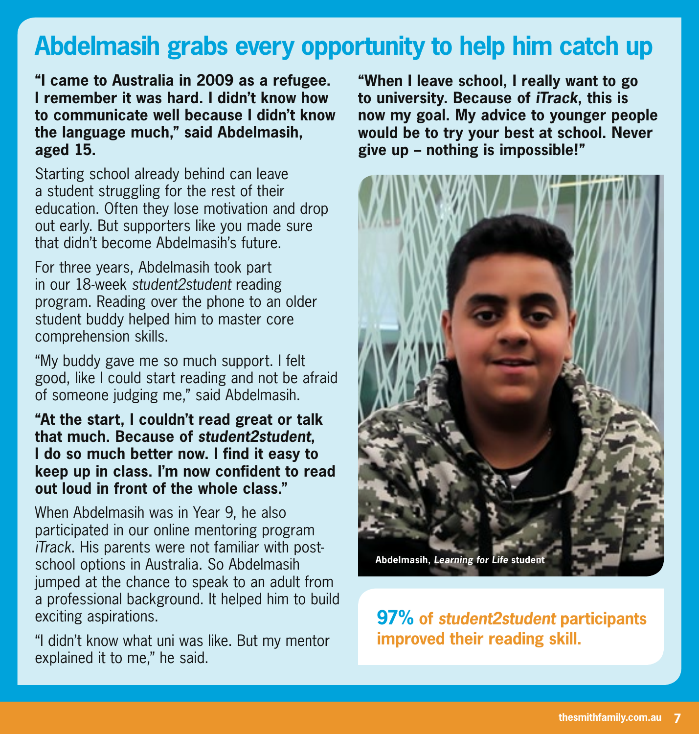# Abdelmasih grabs every opportunity to help him catch up

**"I came to Australia in 2009 as a refugee. I remember it was hard. I didn't know how to communicate well because I didn't know the language much," said Abdelmasih, aged 15.**

Starting school already behind can leave a student struggling for the rest of their education. Often they lose motivation and drop out early. But supporters like you made sure that didn't become Abdelmasih's future.

For three years, Abdelmasih took part in our 18-week *student2student* reading program. Reading over the phone to an older student buddy helped him to master core comprehension skills.

"My buddy gave me so much support. I felt good, like I could start reading and not be afraid of someone judging me," said Abdelmasih.

**"At the start, I couldn't read great or talk that much. Because of *student2student*, I do so much better now. I find it easy to keep up in class. I'm now confident to read out loud in front of the whole class."**

When Abdelmasih was in Year 9, he also participated in our online mentoring program *iTrack*. His parents were not familiar with post-school options in Australia. So Abdelmasih jumped at the chance to speak to an adult from a professional background. It helped him to build exciting aspirations.

"I didn't know what uni was like. But my mentor explained it to me," he said.

**"When I leave school, I really want to go to university. Because of *iTrack*, this is now my goal. My advice to younger people would be to try your best at school. Never give up – nothing is impossible!"**

**Abdelmasih, *Learning for Life* student**

**97% of *student2student* participants improved their reading skill.**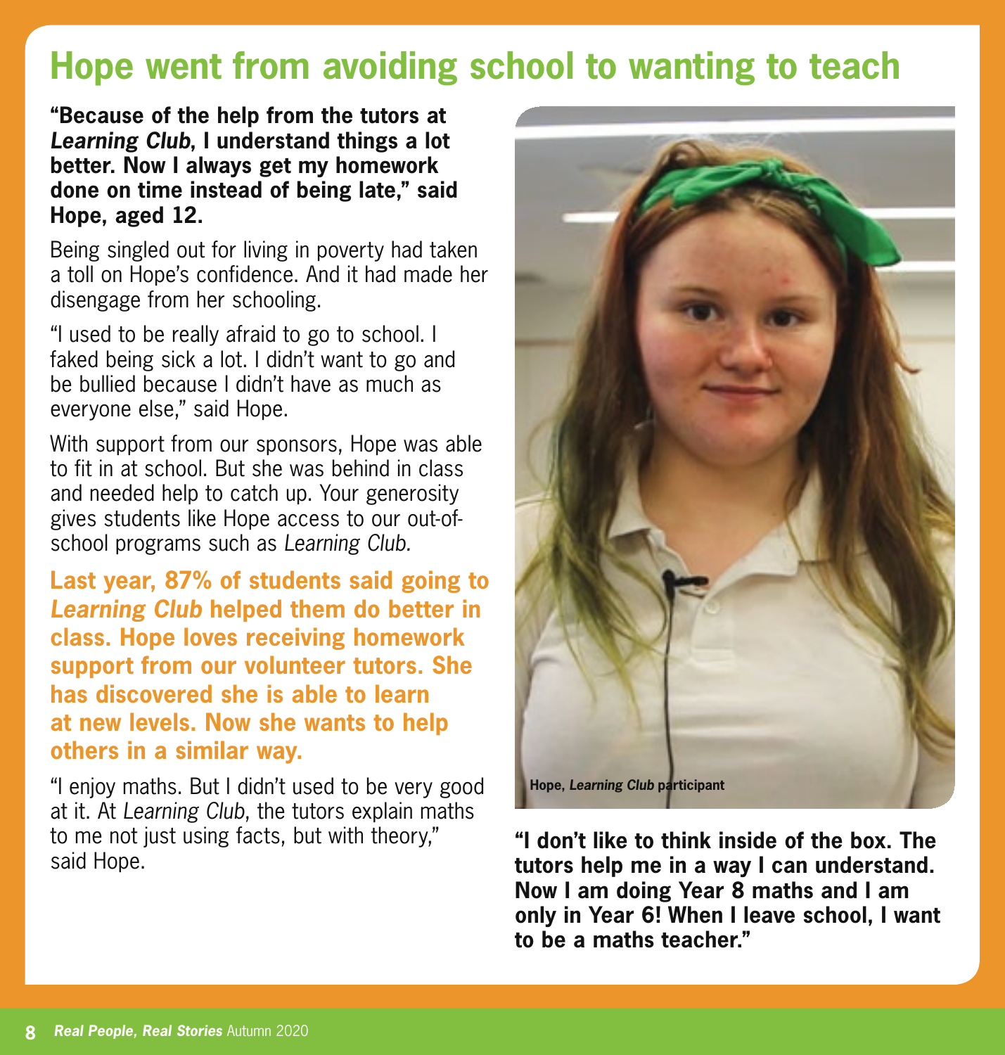# Hope went from avoiding school to wanting to teach

**"Because of the help from the tutors at *Learning Club*, I understand things a lot better. Now I always get my homework done on time instead of being late," said Hope, aged 12.**

Being singled out for living in poverty had taken a toll on Hope's confidence. And it had made her disengage from her schooling.

"I used to be really afraid to go to school. I faked being sick a lot. I didn't want to go and be bullied because I didn't have as much as everyone else," said Hope.

With support from our sponsors, Hope was able to fit in at school. But she was behind in class and needed help to catch up. Your generosity gives students like Hope access to our out-of-school programs such as *Learning Club.*

**Last year, 87% of students said going to *Learning Club* helped them do better in class. Hope loves receiving homework support from our volunteer tutors. She has discovered she is able to learn at new levels. Now she wants to help others in a similar way.**

"I enjoy maths. But I didn't used to be very good at it. At *Learning Club*, the tutors explain maths to me not just using facts, but with theory," said Hope.

**Hope, *Learning Club* participant**

**"I don't like to think inside of the box. The tutors help me in a way I can understand. Now I am doing Year 8 maths and I am only in Year 6! When I leave school, I want to be a maths teacher."**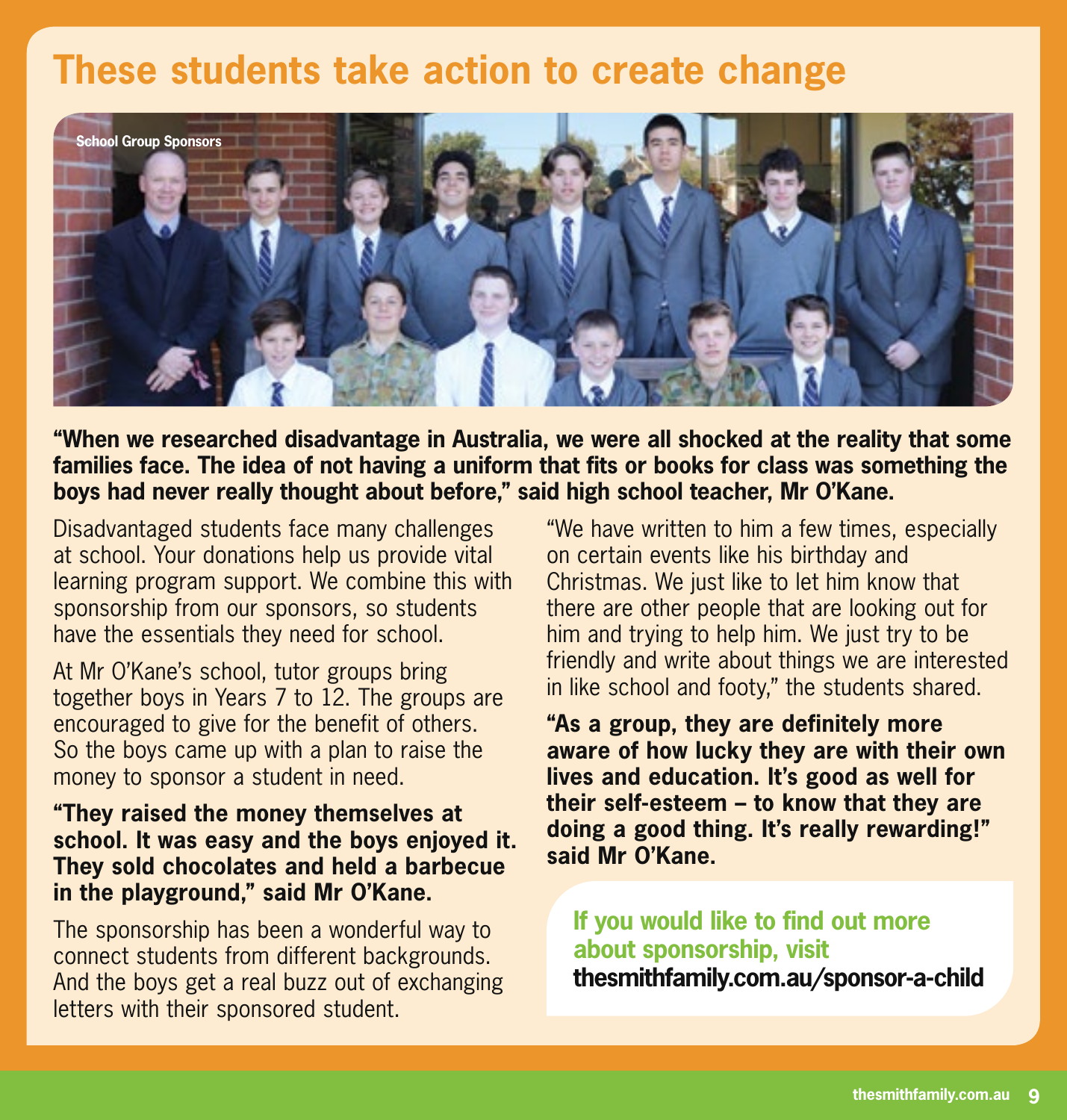# These students take action to create change

School Group Sponsors

**"When we researched disadvantage in Australia, we were all shocked at the reality that some families face. The idea of not having a uniform that fits or books for class was something the boys had never really thought about before," said high school teacher, Mr O'Kane.**

Disadvantaged students face many challenges at school. Your donations help us provide vital learning program support. We combine this with sponsorship from our sponsors, so students have the essentials they need for school.

At Mr O'Kane's school, tutor groups bring together boys in Years 7 to 12. The groups are encouraged to give for the benefit of others. So the boys came up with a plan to raise the money to sponsor a student in need.

**"They raised the money themselves at school. It was easy and the boys enjoyed it. They sold chocolates and held a barbecue in the playground," said Mr O'Kane.**

The sponsorship has been a wonderful way to connect students from different backgrounds. And the boys get a real buzz out of exchanging letters with their sponsored student.

"We have written to him a few times, especially on certain events like his birthday and Christmas. We just like to let him know that there are other people that are looking out for him and trying to help him. We just try to be friendly and write about things we are interested in like school and footy," the students shared.

**"As a group, they are definitely more aware of how lucky they are with their own lives and education. It's good as well for their self-esteem – to know that they are doing a good thing. It's really rewarding!" said Mr O'Kane.**

**If you would like to find out more about sponsorship, visit thesmithfamily.com.au/sponsor-a-child**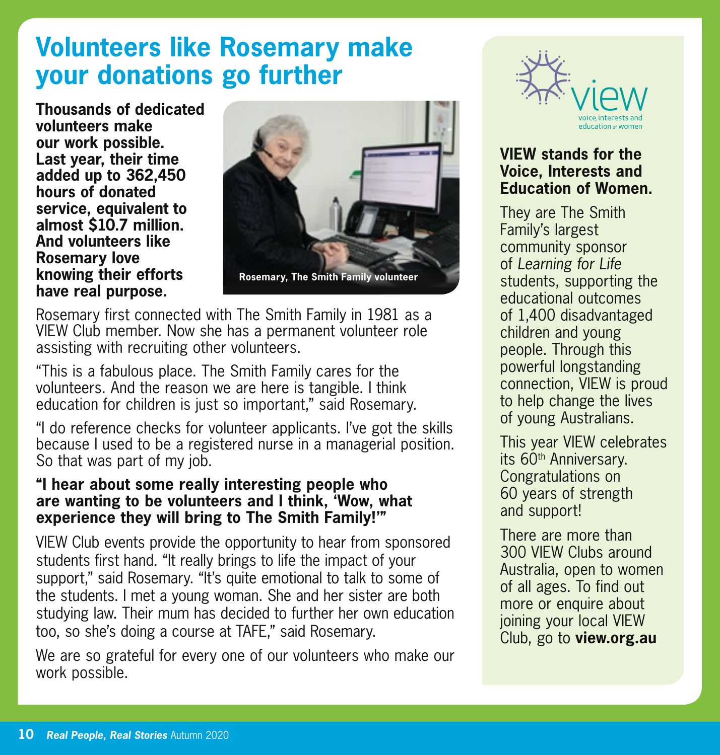# Volunteers like Rosemary make your donations go further

**Thousands of dedicated volunteers make our work possible. Last year, their time added up to 362,450 hours of donated service, equivalent to almost $10.7 million. And volunteers like Rosemary love knowing their efforts have real purpose.**

Rosemary, The Smith Family volunteer

Rosemary first connected with The Smith Family in 1981 as a VIEW Club member. Now she has a permanent volunteer role assisting with recruiting other volunteers.

"This is a fabulous place. The Smith Family cares for the volunteers. And the reason we are here is tangible. I think education for children is just so important," said Rosemary.

"I do reference checks for volunteer applicants. I've got the skills because I used to be a registered nurse in a managerial position. So that was part of my job.

**"I hear about some really interesting people who are wanting to be volunteers and I think, 'Wow, what experience they will bring to The Smith Family!'"**

VIEW Club events provide the opportunity to hear from sponsored students first hand. "It really brings to life the impact of your support," said Rosemary. "It's quite emotional to talk to some of the students. I met a young woman. She and her sister are both studying law. Their mum has decided to further her own education too, so she's doing a course at TAFE," said Rosemary.

We are so grateful for every one of our volunteers who make our work possible.

---

view – voice, interests and education of women

**VIEW stands for the Voice, Interests and Education of Women.**

They are The Smith Family's largest community sponsor of *Learning for Life* students, supporting the educational outcomes of 1,400 disadvantaged children and young people. Through this powerful longstanding connection, VIEW is proud to help change the lives of young Australians.

This year VIEW celebrates its 60th Anniversary. Congratulations on 60 years of strength and support!

There are more than 300 VIEW Clubs around Australia, open to women of all ages. To find out more or enquire about joining your local VIEW Club, go to **view.org.au**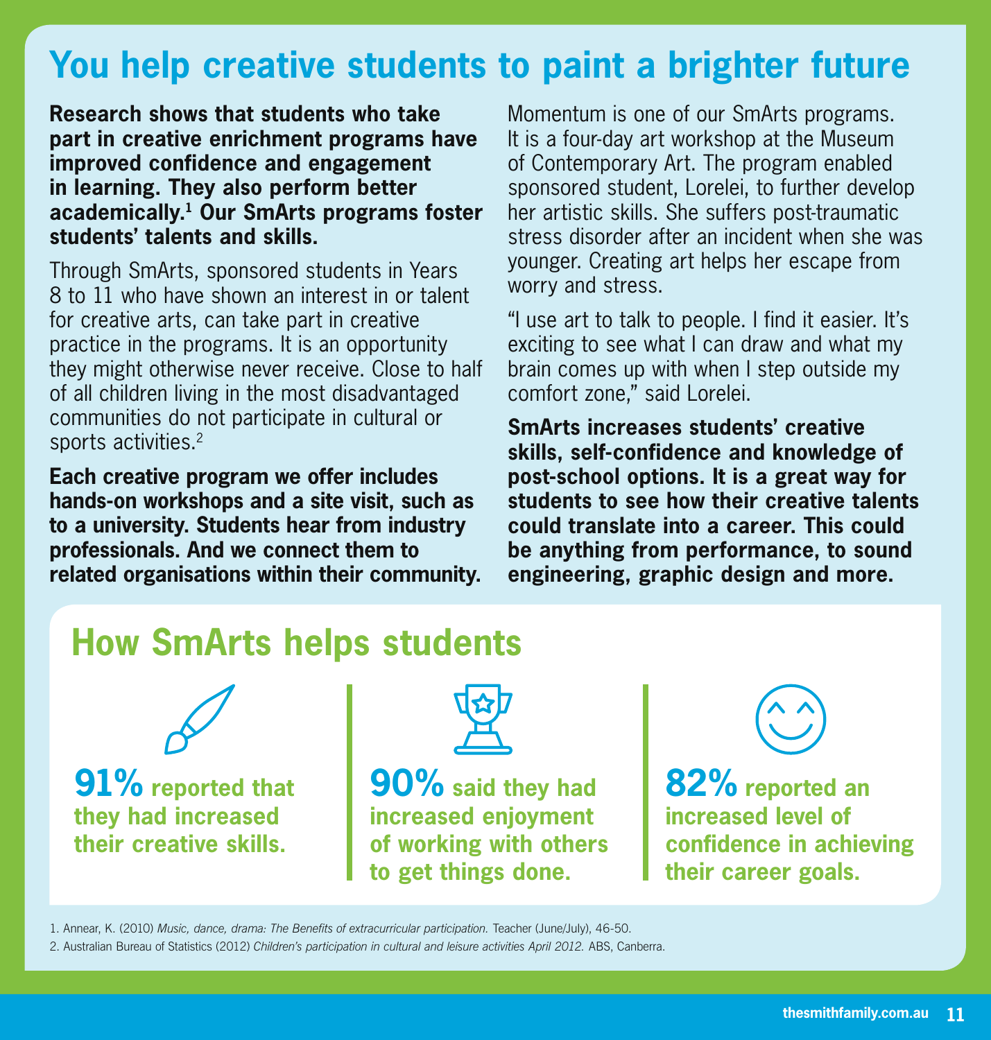# You help creative students to paint a brighter future

**Research shows that students who take part in creative enrichment programs have improved confidence and engagement in learning. They also perform better academically.[1] Our SmArts programs foster students' talents and skills.**

Through SmArts, sponsored students in Years 8 to 11 who have shown an interest in or talent for creative arts, can take part in creative practice in the programs. It is an opportunity they might otherwise never receive. Close to half of all children living in the most disadvantaged communities do not participate in cultural or sports activities.[2]

**Each creative program we offer includes hands-on workshops and a site visit, such as to a university. Students hear from industry professionals. And we connect them to related organisations within their community.**

Momentum is one of our SmArts programs. It is a four-day art workshop at the Museum of Contemporary Art. The program enabled sponsored student, Lorelei, to further develop her artistic skills. She suffers post-traumatic stress disorder after an incident when she was younger. Creating art helps her escape from worry and stress.

"I use art to talk to people. I find it easier. It's exciting to see what I can draw and what my brain comes up with when I step outside my comfort zone," said Lorelei.

**SmArts increases students' creative skills, self-confidence and knowledge of post-school options. It is a great way for students to see how their creative talents could translate into a career. This could be anything from performance, to sound engineering, graphic design and more.**

## How SmArts helps students

**91%** reported that they had increased their creative skills.

**90%** said they had increased enjoyment of working with others to get things done.

**82%** reported an increased level of confidence in achieving their career goals.

1. Annear, K. (2010) *Music, dance, drama: The Benefits of extracurricular participation.* Teacher (June/July), 46-50.
2. Australian Bureau of Statistics (2012) *Children's participation in cultural and leisure activities April 2012.* ABS, Canberra.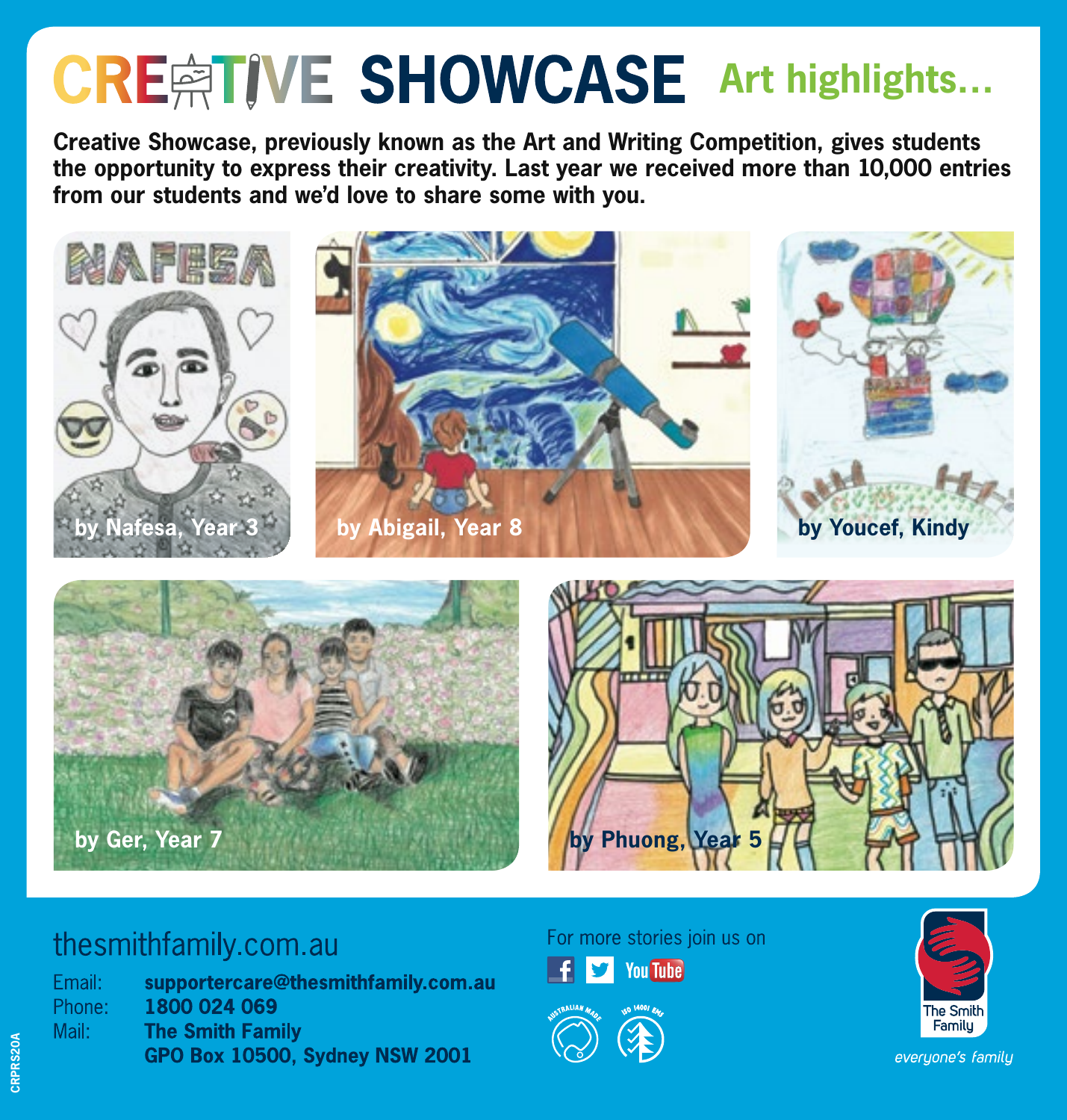# CREATIVE SHOWCASE Art highlights...

**Creative Showcase, previously known as the Art and Writing Competition, gives students the opportunity to express their creativity. Last year we received more than 10,000 entries from our students and we'd love to share some with you.**

by Nafesa, Year 3

by Abigail, Year 8

by Youcef, Kindy

by Ger, Year 7

by Phuong, Year 5

thesmithfamily.com.au

Email: **supportercare@thesmithfamily.com.au**
Phone: **1800 024 069**
Mail: **The Smith Family**
**GPO Box 10500, Sydney NSW 2001**

For more stories join us on

The Smith Family

*everyone's family*

CRPRS20A